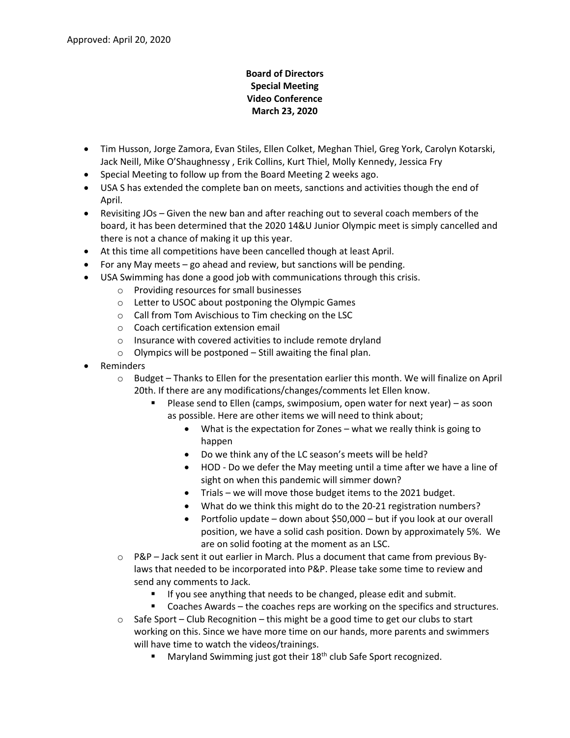Approved: April 20, 2020

**Board of Directors**
**Special Meeting**
**Video Conference**
**March 23, 2020**

- Tim Husson, Jorge Zamora, Evan Stiles, Ellen Colket, Meghan Thiel, Greg York, Carolyn Kotarski, Jack Neill, Mike O'Shaughnessy , Erik Collins, Kurt Thiel, Molly Kennedy, Jessica Fry
- Special Meeting to follow up from the Board Meeting 2 weeks ago.
- USA S has extended the complete ban on meets, sanctions and activities though the end of April.
- Revisiting JOs – Given the new ban and after reaching out to several coach members of the board, it has been determined that the 2020 14&U Junior Olympic meet is simply cancelled and there is not a chance of making it up this year.
- At this time all competitions have been cancelled though at least April.
- For any May meets – go ahead and review, but sanctions will be pending.
- USA Swimming has done a good job with communications through this crisis.
  - Providing resources for small businesses
  - Letter to USOC about postponing the Olympic Games
  - Call from Tom Avischious to Tim checking on the LSC
  - Coach certification extension email
  - Insurance with covered activities to include remote dryland
  - Olympics will be postponed – Still awaiting the final plan.
- Reminders
  - Budget – Thanks to Ellen for the presentation earlier this month. We will finalize on April 20th. If there are any modifications/changes/comments let Ellen know.
    - Please send to Ellen (camps, swimposium, open water for next year) – as soon as possible. Here are other items we will need to think about;
      - What is the expectation for Zones – what we really think is going to happen
      - Do we think any of the LC season's meets will be held?
      - HOD - Do we defer the May meeting until a time after we have a line of sight on when this pandemic will simmer down?
      - Trials – we will move those budget items to the 2021 budget.
      - What do we think this might do to the 20-21 registration numbers?
      - Portfolio update – down about $50,000 – but if you look at our overall position, we have a solid cash position. Down by approximately 5%. We are on solid footing at the moment as an LSC.
  - P&P – Jack sent it out earlier in March. Plus a document that came from previous By-laws that needed to be incorporated into P&P. Please take some time to review and send any comments to Jack.
    - If you see anything that needs to be changed, please edit and submit.
    - Coaches Awards – the coaches reps are working on the specifics and structures.
  - Safe Sport – Club Recognition – this might be a good time to get our clubs to start working on this. Since we have more time on our hands, more parents and swimmers will have time to watch the videos/trainings.
    - Maryland Swimming just got their 18th club Safe Sport recognized.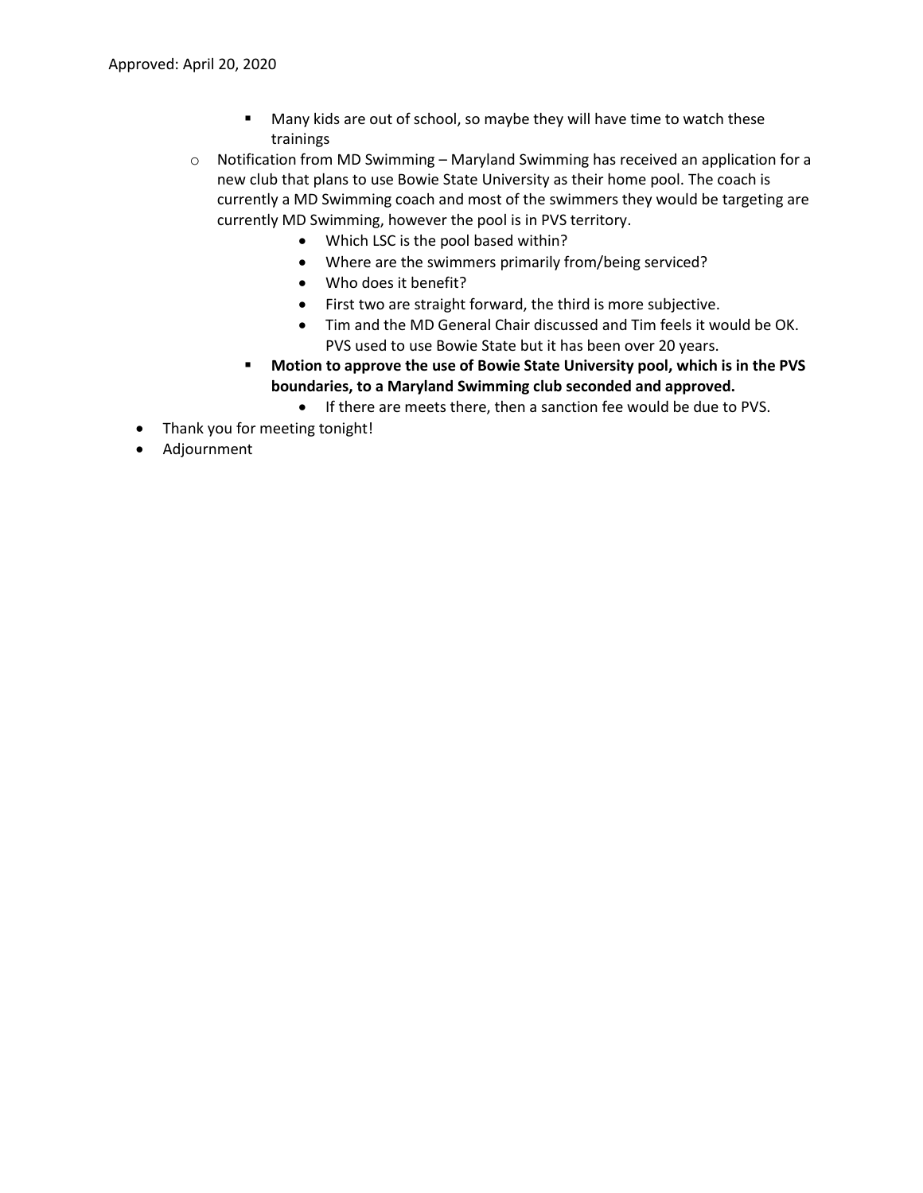Approved: April 20, 2020

      - Many kids are out of school, so maybe they will have time to watch these trainings
  - Notification from MD Swimming – Maryland Swimming has received an application for a new club that plans to use Bowie State University as their home pool. The coach is currently a MD Swimming coach and most of the swimmers they would be targeting are currently MD Swimming, however the pool is in PVS territory.
        - Which LSC is the pool based within?
        - Where are the swimmers primarily from/being serviced?
        - Who does it benefit?
        - First two are straight forward, the third is more subjective.
        - Tim and the MD General Chair discussed and Tim feels it would be OK. PVS used to use Bowie State but it has been over 20 years.
      - **Motion to approve the use of Bowie State University pool, which is in the PVS boundaries, to a Maryland Swimming club seconded and approved.**
        - If there are meets there, then a sanction fee would be due to PVS.
- Thank you for meeting tonight!
- Adjournment